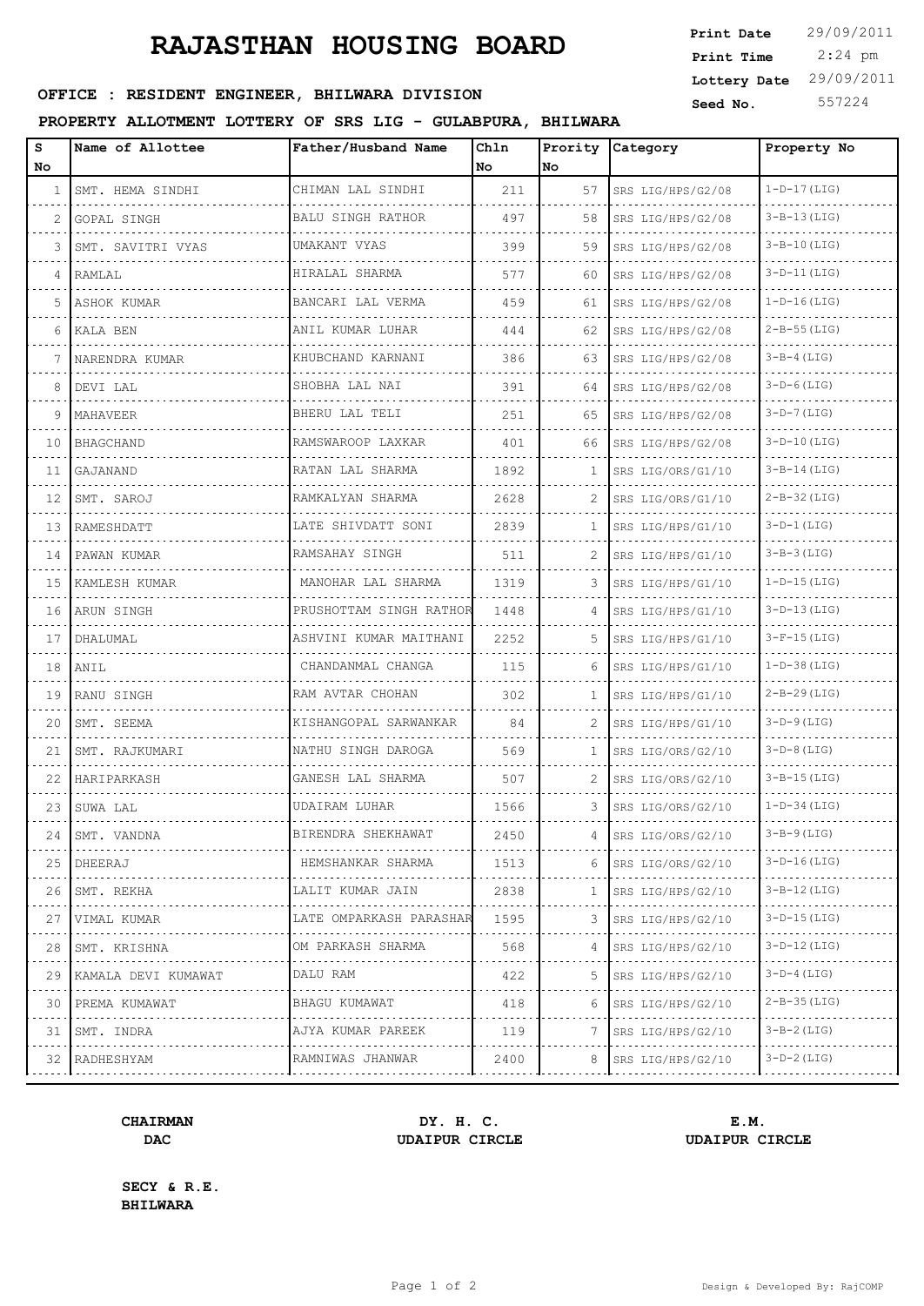# RAJASTHAN HOUSING BOARD

**Print Date** 29/09/2011
**Print Time** 2:24 pm
**Lottery Date** 29/09/2011
**Seed No.** 557224

**OFFICE : RESIDENT ENGINEER, BHILWARA DIVISION**

**PROPERTY ALLOTMENT LOTTERY OF SRS LIG - GULABPURA, BHILWARA**

| S No | Name of Allottee | Father/Husband Name | Chln No | Prority No | Category | Property No |
|---|---|---|---|---|---|---|
| 1 | SMT. HEMA SINDHI | CHIMAN LAL SINDHI | 211 | 57 | SRS LIG/HPS/G2/08 | 1-D-17(LIG) |
| 2 | GOPAL SINGH | BALU SINGH RATHOR | 497 | 58 | SRS LIG/HPS/G2/08 | 3-B-13(LIG) |
| 3 | SMT. SAVITRI VYAS | UMAKANT VYAS | 399 | 59 | SRS LIG/HPS/G2/08 | 3-B-10(LIG) |
| 4 | RAMLAL | HIRALAL SHARMA | 577 | 60 | SRS LIG/HPS/G2/08 | 3-D-11(LIG) |
| 5 | ASHOK KUMAR | BANCARI LAL VERMA | 459 | 61 | SRS LIG/HPS/G2/08 | 1-D-16(LIG) |
| 6 | KALA BEN | ANIL KUMAR LUHAR | 444 | 62 | SRS LIG/HPS/G2/08 | 2-B-55(LIG) |
| 7 | NARENDRA KUMAR | KHUBCHAND KARNANI | 386 | 63 | SRS LIG/HPS/G2/08 | 3-B-4(LIG) |
| 8 | DEVI LAL | SHOBHA LAL NAI | 391 | 64 | SRS LIG/HPS/G2/08 | 3-D-6(LIG) |
| 9 | MAHAVEER | BHERU LAL TELI | 251 | 65 | SRS LIG/HPS/G2/08 | 3-D-7(LIG) |
| 10 | BHAGCHAND | RAMSWAROOP LAXKAR | 401 | 66 | SRS LIG/HPS/G2/08 | 3-D-10(LIG) |
| 11 | GAJANAND | RATAN LAL SHARMA | 1892 | 1 | SRS LIG/ORS/G1/10 | 3-B-14(LIG) |
| 12 | SMT. SAROJ | RAMKALYAN SHARMA | 2628 | 2 | SRS LIG/ORS/G1/10 | 2-B-32(LIG) |
| 13 | RAMESHDATT | LATE SHIVDATT SONI | 2839 | 1 | SRS LIG/HPS/G1/10 | 3-D-1(LIG) |
| 14 | PAWAN KUMAR | RAMSAHAY SINGH | 511 | 2 | SRS LIG/HPS/G1/10 | 3-B-3(LIG) |
| 15 | KAMLESH KUMAR | MANOHAR LAL SHARMA | 1319 | 3 | SRS LIG/HPS/G1/10 | 1-D-15(LIG) |
| 16 | ARUN SINGH | PRUSHOTTAM SINGH RATHOR | 1448 | 4 | SRS LIG/HPS/G1/10 | 3-D-13(LIG) |
| 17 | DHALUMAL | ASHVINI KUMAR MAITHANI | 2252 | 5 | SRS LIG/HPS/G1/10 | 3-F-15(LIG) |
| 18 | ANIL | CHANDANMAL CHANGA | 115 | 6 | SRS LIG/HPS/G1/10 | 1-D-38(LIG) |
| 19 | RANU SINGH | RAM AVTAR CHOHAN | 302 | 1 | SRS LIG/HPS/G1/10 | 2-B-29(LIG) |
| 20 | SMT. SEEMA | KISHANGOPAL SARWANKAR | 84 | 2 | SRS LIG/HPS/G1/10 | 3-D-9(LIG) |
| 21 | SMT. RAJKUMARI | NATHU SINGH DAROGA | 569 | 1 | SRS LIG/ORS/G2/10 | 3-D-8(LIG) |
| 22 | HARIPARKASH | GANESH LAL SHARMA | 507 | 2 | SRS LIG/ORS/G2/10 | 3-B-15(LIG) |
| 23 | SUWA LAL | UDAIRAM LUHAR | 1566 | 3 | SRS LIG/ORS/G2/10 | 1-D-34(LIG) |
| 24 | SMT. VANDNA | BIRENDRA SHEKHAWAT | 2450 | 4 | SRS LIG/ORS/G2/10 | 3-B-9(LIG) |
| 25 | DHEERAJ | HEMSHANKAR SHARMA | 1513 | 6 | SRS LIG/ORS/G2/10 | 3-D-16(LIG) |
| 26 | SMT. REKHA | LALIT KUMAR JAIN | 2838 | 1 | SRS LIG/HPS/G2/10 | 3-B-12(LIG) |
| 27 | VIMAL KUMAR | LATE OMPARKASH PARASHAR | 1595 | 3 | SRS LIG/HPS/G2/10 | 3-D-15(LIG) |
| 28 | SMT. KRISHNA | OM PARKASH SHARMA | 568 | 4 | SRS LIG/HPS/G2/10 | 3-D-12(LIG) |
| 29 | KAMALA DEVI KUMAWAT | DALU RAM | 422 | 5 | SRS LIG/HPS/G2/10 | 3-D-4(LIG) |
| 30 | PREMA KUMAWAT | BHAGU KUMAWAT | 418 | 6 | SRS LIG/HPS/G2/10 | 2-B-35(LIG) |
| 31 | SMT. INDRA | AJYA KUMAR PAREEK | 119 | 7 | SRS LIG/HPS/G2/10 | 3-B-2(LIG) |
| 32 | RADHESHYAM | RAMNIWAS JHANWAR | 2400 | 8 | SRS LIG/HPS/G2/10 | 3-D-2(LIG) |

**CHAIRMAN**
**DAC**

**DY. H. C.**
**UDAIPUR CIRCLE**

**E.M.**
**UDAIPUR CIRCLE**

**SECY & R.E.**
**BHILWARA**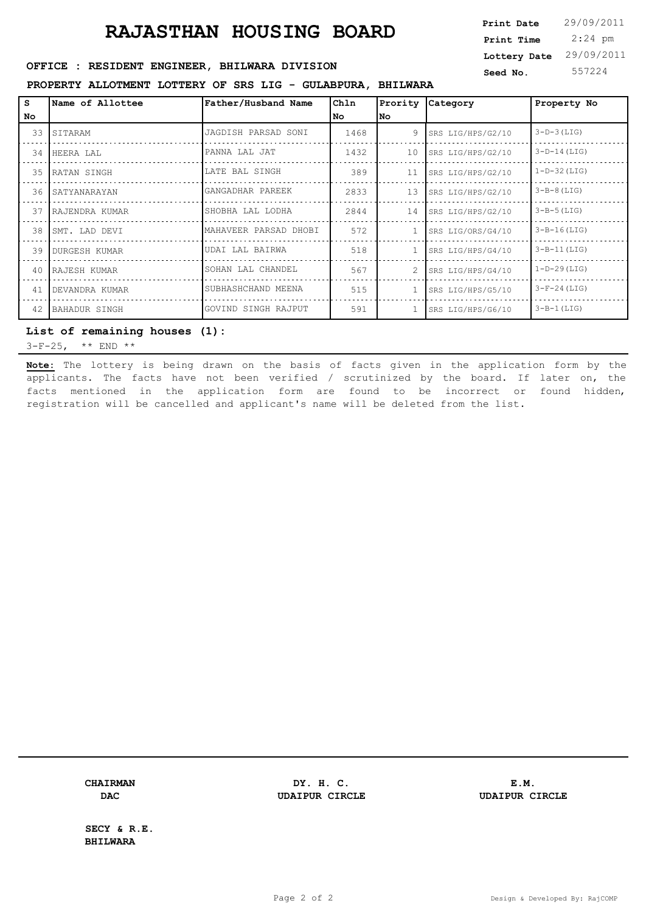# RAJASTHAN HOUSING BOARD

**Print Date** 29/09/2011
**Print Time** 2:24 pm
**Lottery Date** 29/09/2011
**Seed No.** 557224

**OFFICE : RESIDENT ENGINEER, BHILWARA DIVISION**

**PROPERTY ALLOTMENT LOTTERY OF SRS LIG - GULABPURA, BHILWARA**

| S No | Name of Allottee | Father/Husband Name | Chln No | Prority No | Category | Property No |
|---|---|---|---|---|---|---|
| 33 | SITARAM | JAGDISH PARSAD SONI | 1468 | 9 | SRS LIG/HPS/G2/10 | 3-D-3(LIG) |
| 34 | HEERA LAL | PANNA LAL JAT | 1432 | 10 | SRS LIG/HPS/G2/10 | 3-D-14(LIG) |
| 35 | RATAN SINGH | LATE BAL SINGH | 389 | 11 | SRS LIG/HPS/G2/10 | 1-D-32(LIG) |
| 36 | SATYANARAYAN | GANGADHAR PAREEK | 2833 | 13 | SRS LIG/HPS/G2/10 | 3-B-8(LIG) |
| 37 | RAJENDRA KUMAR | SHOBHA LAL LODHA | 2844 | 14 | SRS LIG/HPS/G2/10 | 3-B-5(LIG) |
| 38 | SMT. LAD DEVI | MAHAVEER PARSAD DHOBI | 572 | 1 | SRS LIG/ORS/G4/10 | 3-B-16(LIG) |
| 39 | DURGESH KUMAR | UDAI LAL BAIRWA | 518 | 1 | SRS LIG/HPS/G4/10 | 3-B-11(LIG) |
| 40 | RAJESH KUMAR | SOHAN LAL CHANDEL | 567 | 2 | SRS LIG/HPS/G4/10 | 1-D-29(LIG) |
| 41 | DEVANDRA KUMAR | SUBHASHCHAND MEENA | 515 | 1 | SRS LIG/HPS/G5/10 | 3-F-24(LIG) |
| 42 | BAHADUR SINGH | GOVIND SINGH RAJPUT | 591 | 1 | SRS LIG/HPS/G6/10 | 3-B-1(LIG) |

**List of remaining houses (1):**

3-F-25, ** END **

**Note:** The lottery is being drawn on the basis of facts given in the application form by the applicants. The facts have not been verified / scrutinized by the board. If later on, the facts mentioned in the application form are found to be incorrect or found hidden, registration will be cancelled and applicant's name will be deleted from the list.

**CHAIRMAN**
**DAC**

**DY. H. C.**
**UDAIPUR CIRCLE**

**E.M.**
**UDAIPUR CIRCLE**

**SECY & R.E.**
**BHILWARA**

Design & Developed By: RajCOMP